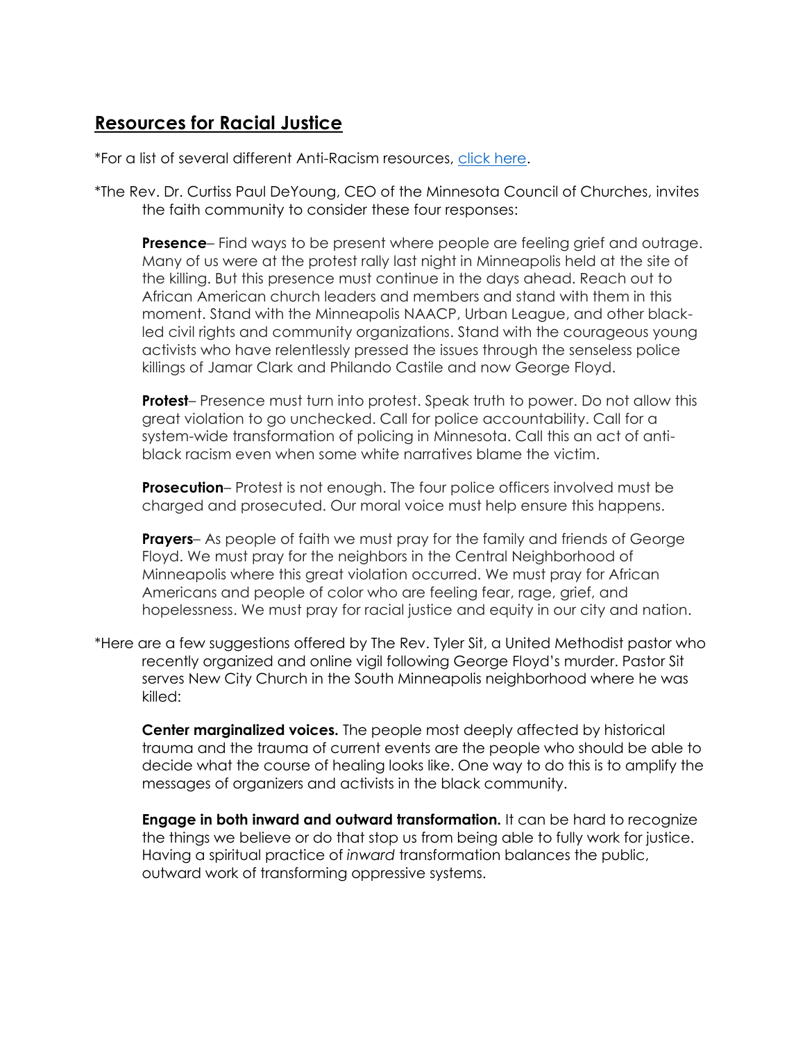## Resources for Racial Justice

*For a list of several different Anti-Racism resources, click here.

*The Rev. Dr. Curtiss Paul DeYoung, CEO of the Minnesota Council of Churches, invites the faith community to consider these four responses:

**Presence**– Find ways to be present where people are feeling grief and outrage. Many of us were at the protest rally last night in Minneapolis held at the site of the killing. But this presence must continue in the days ahead. Reach out to African American church leaders and members and stand with them in this moment. Stand with the Minneapolis NAACP, Urban League, and other black-led civil rights and community organizations. Stand with the courageous young activists who have relentlessly pressed the issues through the senseless police killings of Jamar Clark and Philando Castile and now George Floyd.

**Protest**– Presence must turn into protest. Speak truth to power. Do not allow this great violation to go unchecked. Call for police accountability. Call for a system-wide transformation of policing in Minnesota. Call this an act of anti-black racism even when some white narratives blame the victim.

**Prosecution**– Protest is not enough. The four police officers involved must be charged and prosecuted. Our moral voice must help ensure this happens.

**Prayers**– As people of faith we must pray for the family and friends of George Floyd. We must pray for the neighbors in the Central Neighborhood of Minneapolis where this great violation occurred. We must pray for African Americans and people of color who are feeling fear, rage, grief, and hopelessness. We must pray for racial justice and equity in our city and nation.

*Here are a few suggestions offered by The Rev. Tyler Sit, a United Methodist pastor who recently organized and online vigil following George Floyd's murder. Pastor Sit serves New City Church in the South Minneapolis neighborhood where he was killed:

**Center marginalized voices.** The people most deeply affected by historical trauma and the trauma of current events are the people who should be able to decide what the course of healing looks like. One way to do this is to amplify the messages of organizers and activists in the black community.

**Engage in both inward and outward transformation.** It can be hard to recognize the things we believe or do that stop us from being able to fully work for justice. Having a spiritual practice of *inward* transformation balances the public, outward work of transforming oppressive systems.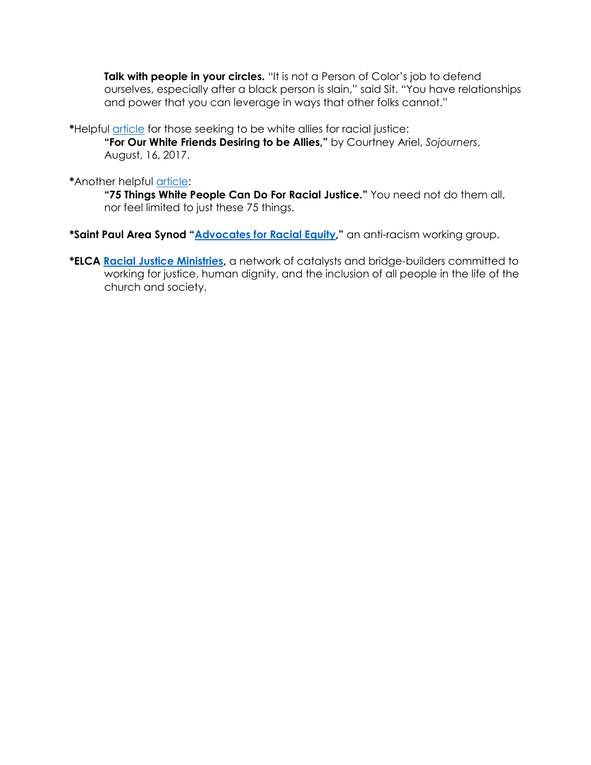**Talk with people in your circles.** "It is not a Person of Color's job to defend ourselves, especially after a black person is slain," said Sit. "You have relationships and power that you can leverage in ways that other folks cannot."

***Helpful article for those seeking to be white allies for racial justice:**

**"For Our White Friends Desiring to be Allies,"** by Courtney Ariel, *Sojourners*, August, 16, 2017.

***Another helpful article:**

**"75 Things White People Can Do For Racial Justice."** You need not do them all, nor feel limited to just these 75 things.

***Saint Paul Area Synod "Advocates for Racial Equity,"** an anti-racism working group.

***ELCA Racial Justice Ministries,** a network of catalysts and bridge-builders committed to working for justice, human dignity, and the inclusion of all people in the life of the church and society.